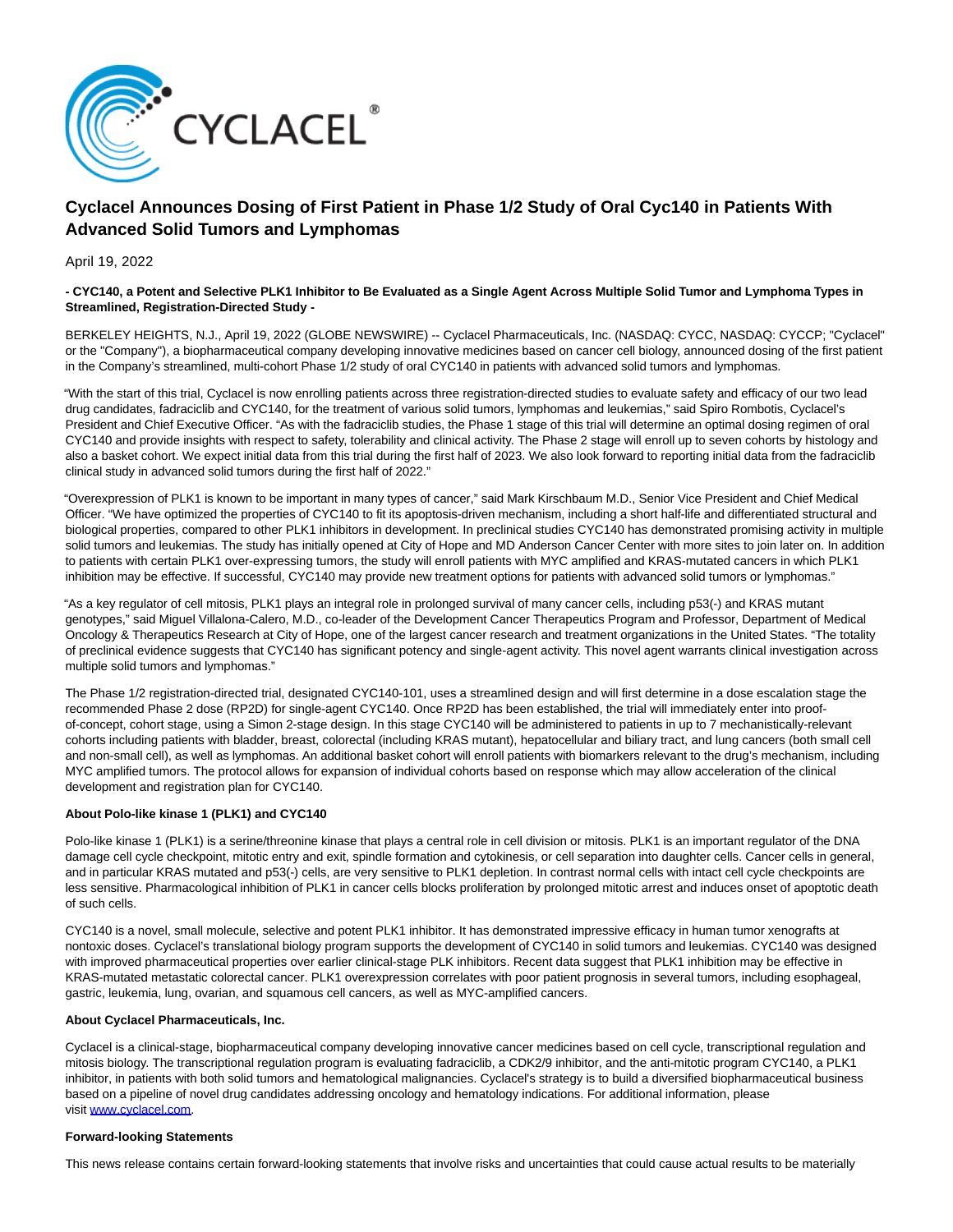# Cyclacel Announces Dosing of First Patient in Phase 1/2 Study of Oral Cyc140 in Patients With Advanced Solid Tumors and Lymphomas

April 19, 2022

**- CYC140, a Potent and Selective PLK1 Inhibitor to Be Evaluated as a Single Agent Across Multiple Solid Tumor and Lymphoma Types in Streamlined, Registration-Directed Study -**

BERKELEY HEIGHTS, N.J., April 19, 2022 (GLOBE NEWSWIRE) -- Cyclacel Pharmaceuticals, Inc. (NASDAQ: CYCC, NASDAQ: CYCCP; "Cyclacel" or the "Company"), a biopharmaceutical company developing innovative medicines based on cancer cell biology, announced dosing of the first patient in the Company's streamlined, multi-cohort Phase 1/2 study of oral CYC140 in patients with advanced solid tumors and lymphomas.

"With the start of this trial, Cyclacel is now enrolling patients across three registration-directed studies to evaluate safety and efficacy of our two lead drug candidates, fadraciclib and CYC140, for the treatment of various solid tumors, lymphomas and leukemias," said Spiro Rombotis, Cyclacel's President and Chief Executive Officer. "As with the fadraciclib studies, the Phase 1 stage of this trial will determine an optimal dosing regimen of oral CYC140 and provide insights with respect to safety, tolerability and clinical activity. The Phase 2 stage will enroll up to seven cohorts by histology and also a basket cohort. We expect initial data from this trial during the first half of 2023. We also look forward to reporting initial data from the fadraciclib clinical study in advanced solid tumors during the first half of 2022."

"Overexpression of PLK1 is known to be important in many types of cancer," said Mark Kirschbaum M.D., Senior Vice President and Chief Medical Officer. "We have optimized the properties of CYC140 to fit its apoptosis-driven mechanism, including a short half-life and differentiated structural and biological properties, compared to other PLK1 inhibitors in development. In preclinical studies CYC140 has demonstrated promising activity in multiple solid tumors and leukemias. The study has initially opened at City of Hope and MD Anderson Cancer Center with more sites to join later on. In addition to patients with certain PLK1 over-expressing tumors, the study will enroll patients with MYC amplified and KRAS-mutated cancers in which PLK1 inhibition may be effective. If successful, CYC140 may provide new treatment options for patients with advanced solid tumors or lymphomas."

"As a key regulator of cell mitosis, PLK1 plays an integral role in prolonged survival of many cancer cells, including p53(-) and KRAS mutant genotypes," said Miguel Villalona-Calero, M.D., co-leader of the Development Cancer Therapeutics Program and Professor, Department of Medical Oncology & Therapeutics Research at City of Hope, one of the largest cancer research and treatment organizations in the United States. "The totality of preclinical evidence suggests that CYC140 has significant potency and single-agent activity. This novel agent warrants clinical investigation across multiple solid tumors and lymphomas."

The Phase 1/2 registration-directed trial, designated CYC140-101, uses a streamlined design and will first determine in a dose escalation stage the recommended Phase 2 dose (RP2D) for single-agent CYC140. Once RP2D has been established, the trial will immediately enter into proof-of-concept, cohort stage, using a Simon 2-stage design. In this stage CYC140 will be administered to patients in up to 7 mechanistically-relevant cohorts including patients with bladder, breast, colorectal (including KRAS mutant), hepatocellular and biliary tract, and lung cancers (both small cell and non-small cell), as well as lymphomas. An additional basket cohort will enroll patients with biomarkers relevant to the drug's mechanism, including MYC amplified tumors. The protocol allows for expansion of individual cohorts based on response which may allow acceleration of the clinical development and registration plan for CYC140.

**About Polo-like kinase 1 (PLK1) and CYC140**

Polo-like kinase 1 (PLK1) is a serine/threonine kinase that plays a central role in cell division or mitosis. PLK1 is an important regulator of the DNA damage cell cycle checkpoint, mitotic entry and exit, spindle formation and cytokinesis, or cell separation into daughter cells. Cancer cells in general, and in particular KRAS mutated and p53(-) cells, are very sensitive to PLK1 depletion. In contrast normal cells with intact cell cycle checkpoints are less sensitive. Pharmacological inhibition of PLK1 in cancer cells blocks proliferation by prolonged mitotic arrest and induces onset of apoptotic death of such cells.

CYC140 is a novel, small molecule, selective and potent PLK1 inhibitor. It has demonstrated impressive efficacy in human tumor xenografts at nontoxic doses. Cyclacel's translational biology program supports the development of CYC140 in solid tumors and leukemias. CYC140 was designed with improved pharmaceutical properties over earlier clinical-stage PLK inhibitors. Recent data suggest that PLK1 inhibition may be effective in KRAS-mutated metastatic colorectal cancer. PLK1 overexpression correlates with poor patient prognosis in several tumors, including esophageal, gastric, leukemia, lung, ovarian, and squamous cell cancers, as well as MYC-amplified cancers.

**About Cyclacel Pharmaceuticals, Inc.**

Cyclacel is a clinical-stage, biopharmaceutical company developing innovative cancer medicines based on cell cycle, transcriptional regulation and mitosis biology. The transcriptional regulation program is evaluating fadraciclib, a CDK2/9 inhibitor, and the anti-mitotic program CYC140, a PLK1 inhibitor, in patients with both solid tumors and hematological malignancies. Cyclacel's strategy is to build a diversified biopharmaceutical business based on a pipeline of novel drug candidates addressing oncology and hematology indications. For additional information, please visit www.cyclacel.com.

**Forward-looking Statements**

This news release contains certain forward-looking statements that involve risks and uncertainties that could cause actual results to be materially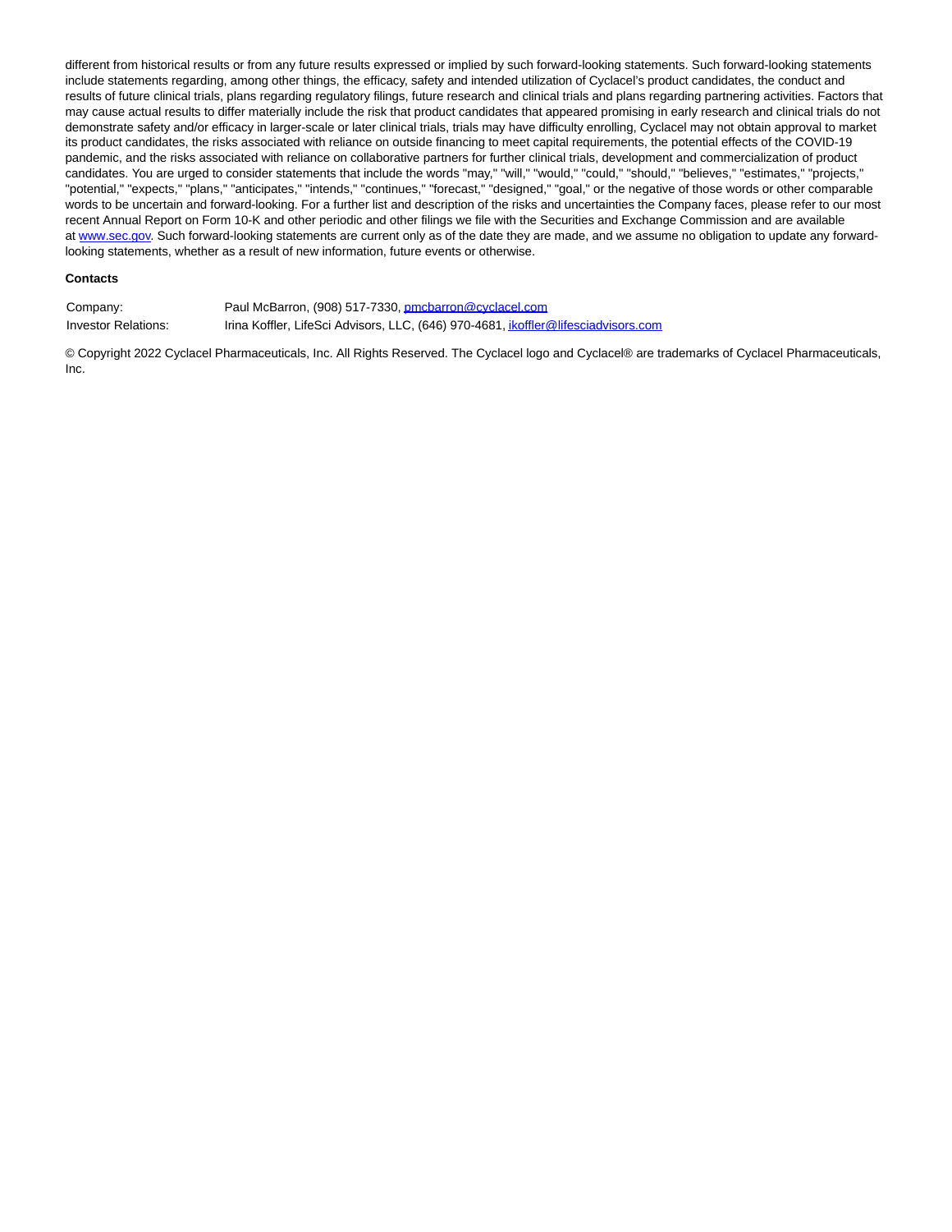different from historical results or from any future results expressed or implied by such forward-looking statements. Such forward-looking statements include statements regarding, among other things, the efficacy, safety and intended utilization of Cyclacel's product candidates, the conduct and results of future clinical trials, plans regarding regulatory filings, future research and clinical trials and plans regarding partnering activities. Factors that may cause actual results to differ materially include the risk that product candidates that appeared promising in early research and clinical trials do not demonstrate safety and/or efficacy in larger-scale or later clinical trials, trials may have difficulty enrolling, Cyclacel may not obtain approval to market its product candidates, the risks associated with reliance on outside financing to meet capital requirements, the potential effects of the COVID-19 pandemic, and the risks associated with reliance on collaborative partners for further clinical trials, development and commercialization of product candidates. You are urged to consider statements that include the words "may," "will," "would," "could," "should," "believes," "estimates," "projects," "potential," "expects," "plans," "anticipates," "intends," "continues," "forecast," "designed," "goal," or the negative of those words or other comparable words to be uncertain and forward-looking. For a further list and description of the risks and uncertainties the Company faces, please refer to our most recent Annual Report on Form 10-K and other periodic and other filings we file with the Securities and Exchange Commission and are available at www.sec.gov. Such forward-looking statements are current only as of the date they are made, and we assume no obligation to update any forward-looking statements, whether as a result of new information, future events or otherwise.

**Contacts**

| | |
|---|---|
| Company: | Paul McBarron, (908) 517-7330, pmcbarron@cyclacel.com |
| Investor Relations: | Irina Koffler, LifeSci Advisors, LLC, (646) 970-4681, ikoffler@lifesciadvisors.com |

© Copyright 2022 Cyclacel Pharmaceuticals, Inc. All Rights Reserved. The Cyclacel logo and Cyclacel® are trademarks of Cyclacel Pharmaceuticals, Inc.